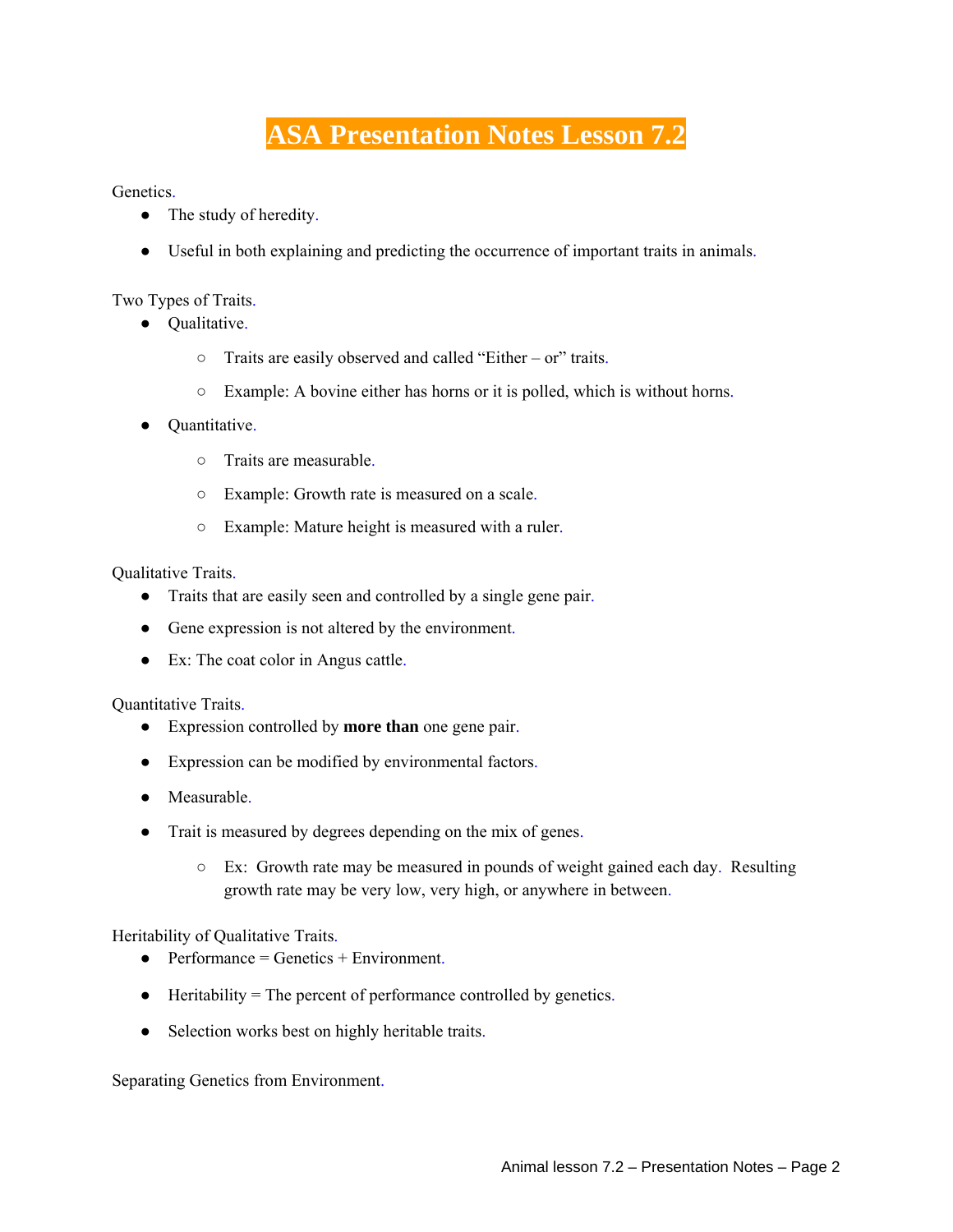# ASA Presentation Notes Lesson 7.2

Genetics.

- The study of heredity.
- Useful in both explaining and predicting the occurrence of important traits in animals.

Two Types of Traits.

- Qualitative.
  - Traits are easily observed and called "Either – or" traits.
  - Example: A bovine either has horns or it is polled, which is without horns.
- Quantitative.
  - Traits are measurable.
  - Example: Growth rate is measured on a scale.
  - Example: Mature height is measured with a ruler.

Qualitative Traits.

- Traits that are easily seen and controlled by a single gene pair.
- Gene expression is not altered by the environment.
- Ex: The coat color in Angus cattle.

Quantitative Traits.

- Expression controlled by **more than** one gene pair.
- Expression can be modified by environmental factors.
- Measurable.
- Trait is measured by degrees depending on the mix of genes.
  - Ex: Growth rate may be measured in pounds of weight gained each day. Resulting growth rate may be very low, very high, or anywhere in between.

Heritability of Qualitative Traits.

- Performance = Genetics + Environment.
- Heritability = The percent of performance controlled by genetics.
- Selection works best on highly heritable traits.

Separating Genetics from Environment.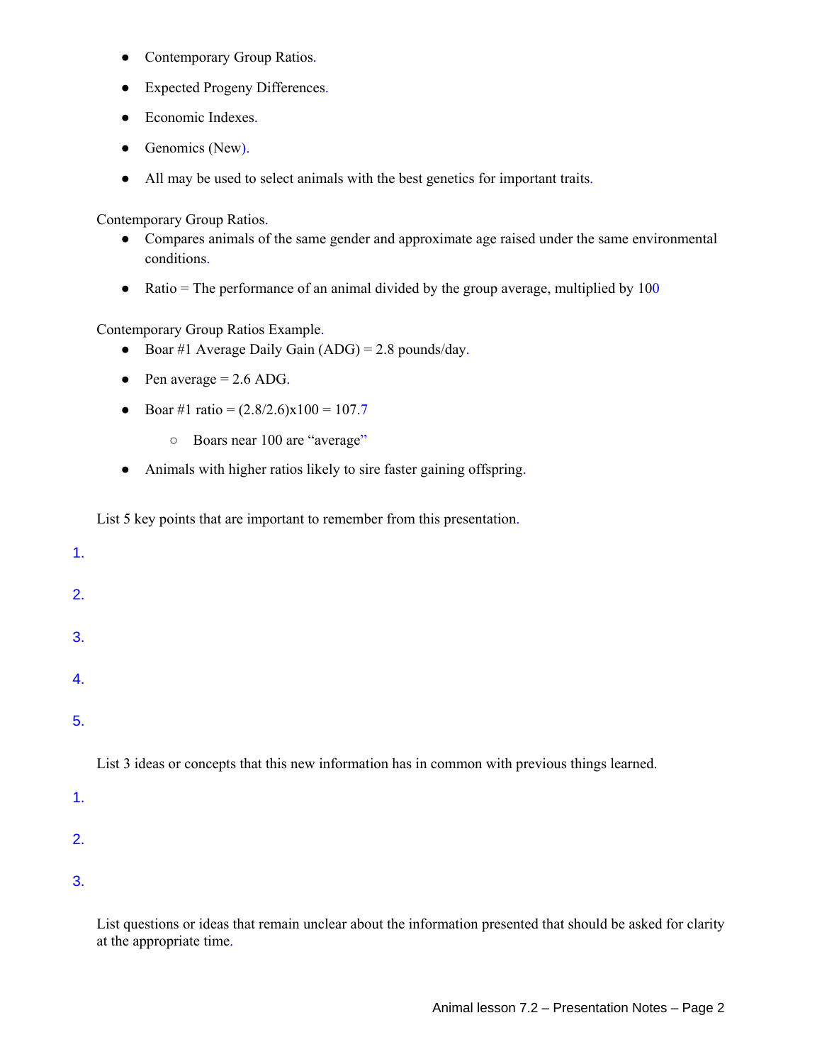- Contemporary Group Ratios.
- Expected Progeny Differences.
- Economic Indexes.
- Genomics (New).
- All may be used to select animals with the best genetics for important traits.

Contemporary Group Ratios.

- Compares animals of the same gender and approximate age raised under the same environmental conditions.
- Ratio = The performance of an animal divided by the group average, multiplied by 100

Contemporary Group Ratios Example.

- Boar #1 Average Daily Gain (ADG) = 2.8 pounds/day.
- Pen average = 2.6 ADG.
- Boar #1 ratio = (2.8/2.6)x100 = 107.7
  - Boars near 100 are "average"
- Animals with higher ratios likely to sire faster gaining offspring.

List 5 key points that are important to remember from this presentation.

1.

2.

3.

4.

5.

List 3 ideas or concepts that this new information has in common with previous things learned.

1.

2.

3.

List questions or ideas that remain unclear about the information presented that should be asked for clarity at the appropriate time.